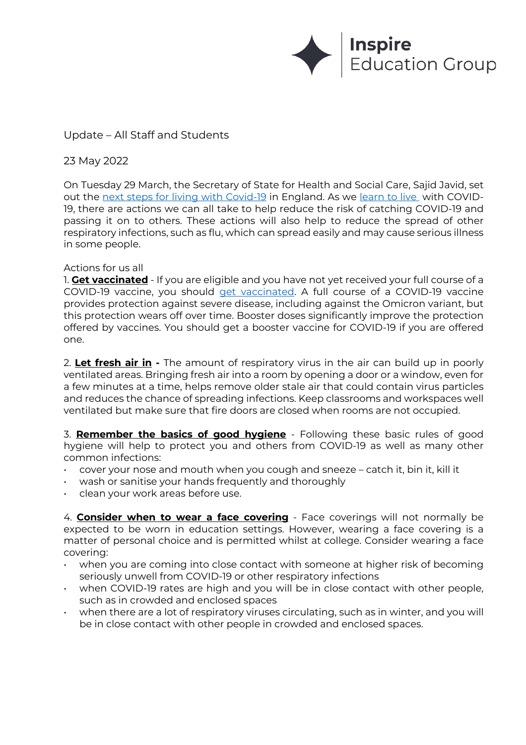Inspire Education Group

Update – All Staff and Students

23 May 2022

On Tuesday 29 March, the Secretary of State for Health and Social Care, Sajid Javid, set out the next steps for living with Covid-19 in England. As we learn to live with COVID-19, there are actions we can all take to help reduce the risk of catching COVID-19 and passing it on to others. These actions will also help to reduce the spread of other respiratory infections, such as flu, which can spread easily and may cause serious illness in some people.

Actions for us all

1. **Get vaccinated** - If you are eligible and you have not yet received your full course of a COVID-19 vaccine, you should get vaccinated. A full course of a COVID-19 vaccine provides protection against severe disease, including against the Omicron variant, but this protection wears off over time. Booster doses significantly improve the protection offered by vaccines. You should get a booster vaccine for COVID-19 if you are offered one.

2. **Let fresh air in** - The amount of respiratory virus in the air can build up in poorly ventilated areas. Bringing fresh air into a room by opening a door or a window, even for a few minutes at a time, helps remove older stale air that could contain virus particles and reduces the chance of spreading infections. Keep classrooms and workspaces well ventilated but make sure that fire doors are closed when rooms are not occupied.

3. **Remember the basics of good hygiene** - Following these basic rules of good hygiene will help to protect you and others from COVID-19 as well as many other common infections:

- cover your nose and mouth when you cough and sneeze – catch it, bin it, kill it
- wash or sanitise your hands frequently and thoroughly
- clean your work areas before use.

4. **Consider when to wear a face covering** - Face coverings will not normally be expected to be worn in education settings. However, wearing a face covering is a matter of personal choice and is permitted whilst at college. Consider wearing a face covering:

- when you are coming into close contact with someone at higher risk of becoming seriously unwell from COVID-19 or other respiratory infections
- when COVID-19 rates are high and you will be in close contact with other people, such as in crowded and enclosed spaces
- when there are a lot of respiratory viruses circulating, such as in winter, and you will be in close contact with other people in crowded and enclosed spaces.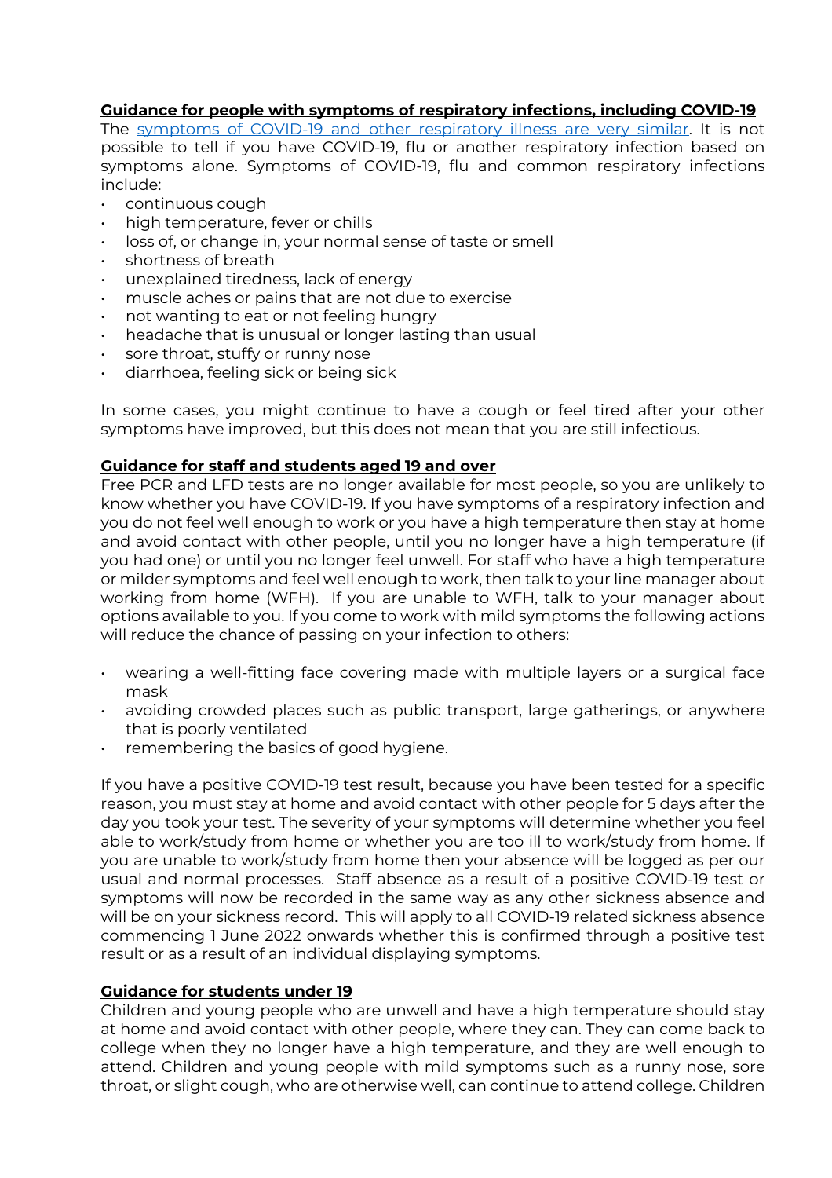## **Guidance for people with symptoms of respiratory infections, including COVID-19**

The [symptoms of COVID-19 and other respiratory illness are very similar](). It is not possible to tell if you have COVID-19, flu or another respiratory infection based on symptoms alone. Symptoms of COVID-19, flu and common respiratory infections include:

- continuous cough
- high temperature, fever or chills
- loss of, or change in, your normal sense of taste or smell
- shortness of breath
- unexplained tiredness, lack of energy
- muscle aches or pains that are not due to exercise
- not wanting to eat or not feeling hungry
- headache that is unusual or longer lasting than usual
- sore throat, stuffy or runny nose
- diarrhoea, feeling sick or being sick

In some cases, you might continue to have a cough or feel tired after your other symptoms have improved, but this does not mean that you are still infectious.

## **Guidance for staff and students aged 19 and over**

Free PCR and LFD tests are no longer available for most people, so you are unlikely to know whether you have COVID-19. If you have symptoms of a respiratory infection and you do not feel well enough to work or you have a high temperature then stay at home and avoid contact with other people, until you no longer have a high temperature (if you had one) or until you no longer feel unwell. For staff who have a high temperature or milder symptoms and feel well enough to work, then talk to your line manager about working from home (WFH). If you are unable to WFH, talk to your manager about options available to you. If you come to work with mild symptoms the following actions will reduce the chance of passing on your infection to others:

- wearing a well-fitting face covering made with multiple layers or a surgical face mask
- avoiding crowded places such as public transport, large gatherings, or anywhere that is poorly ventilated
- remembering the basics of good hygiene.

If you have a positive COVID-19 test result, because you have been tested for a specific reason, you must stay at home and avoid contact with other people for 5 days after the day you took your test. The severity of your symptoms will determine whether you feel able to work/study from home or whether you are too ill to work/study from home. If you are unable to work/study from home then your absence will be logged as per our usual and normal processes. Staff absence as a result of a positive COVID-19 test or symptoms will now be recorded in the same way as any other sickness absence and will be on your sickness record. This will apply to all COVID-19 related sickness absence commencing 1 June 2022 onwards whether this is confirmed through a positive test result or as a result of an individual displaying symptoms.

## **Guidance for students under 19**

Children and young people who are unwell and have a high temperature should stay at home and avoid contact with other people, where they can. They can come back to college when they no longer have a high temperature, and they are well enough to attend. Children and young people with mild symptoms such as a runny nose, sore throat, or slight cough, who are otherwise well, can continue to attend college. Children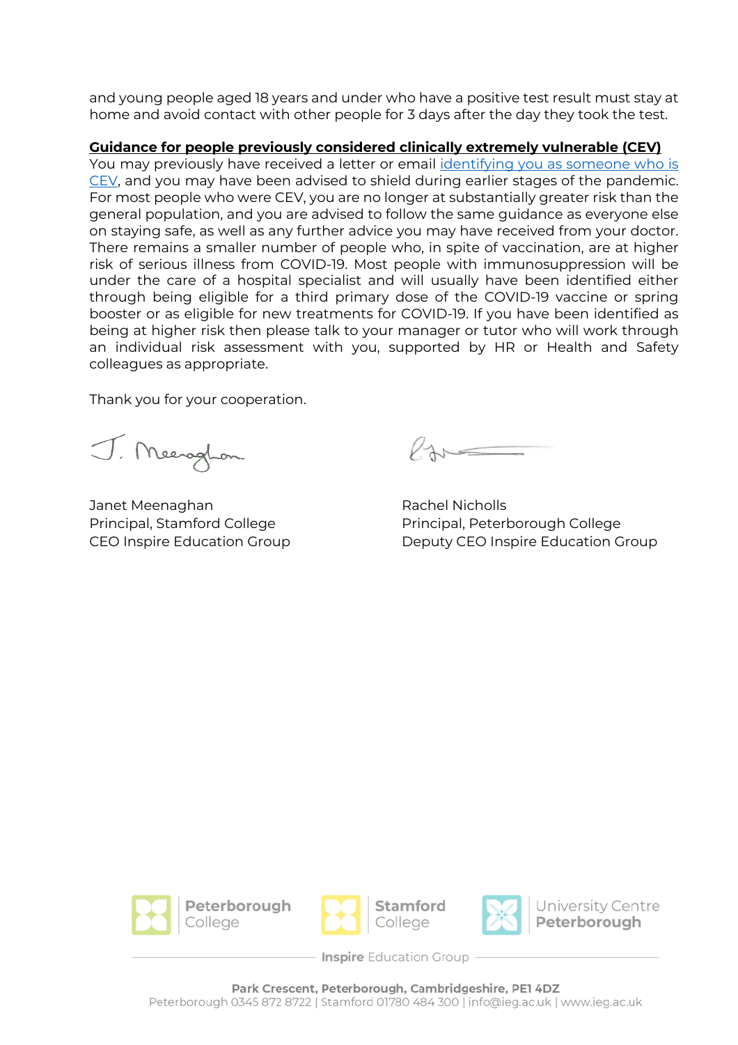and young people aged 18 years and under who have a positive test result must stay at home and avoid contact with other people for 3 days after the day they took the test.

**Guidance for people previously considered clinically extremely vulnerable (CEV)**

You may previously have received a letter or email [identifying you as someone who is CEV](), and you may have been advised to shield during earlier stages of the pandemic. For most people who were CEV, you are no longer at substantially greater risk than the general population, and you are advised to follow the same guidance as everyone else on staying safe, as well as any further advice you may have received from your doctor. There remains a smaller number of people who, in spite of vaccination, are at higher risk of serious illness from COVID-19. Most people with immunosuppression will be under the care of a hospital specialist and will usually have been identified either through being eligible for a third primary dose of the COVID-19 vaccine or spring booster or as eligible for new treatments for COVID-19. If you have been identified as being at higher risk then please talk to your manager or tutor who will work through an individual risk assessment with you, supported by HR or Health and Safety colleagues as appropriate.

Thank you for your cooperation.

Janet Meenaghan
Principal, Stamford College
CEO Inspire Education Group

Rachel Nicholls
Principal, Peterborough College
Deputy CEO Inspire Education Group

Peterborough College | Stamford College | University Centre Peterborough

Inspire Education Group

Park Crescent, Peterborough, Cambridgeshire, PE1 4DZ
Peterborough 0345 872 8722 | Stamford 01780 484 300 | info@ieg.ac.uk | www.ieg.ac.uk